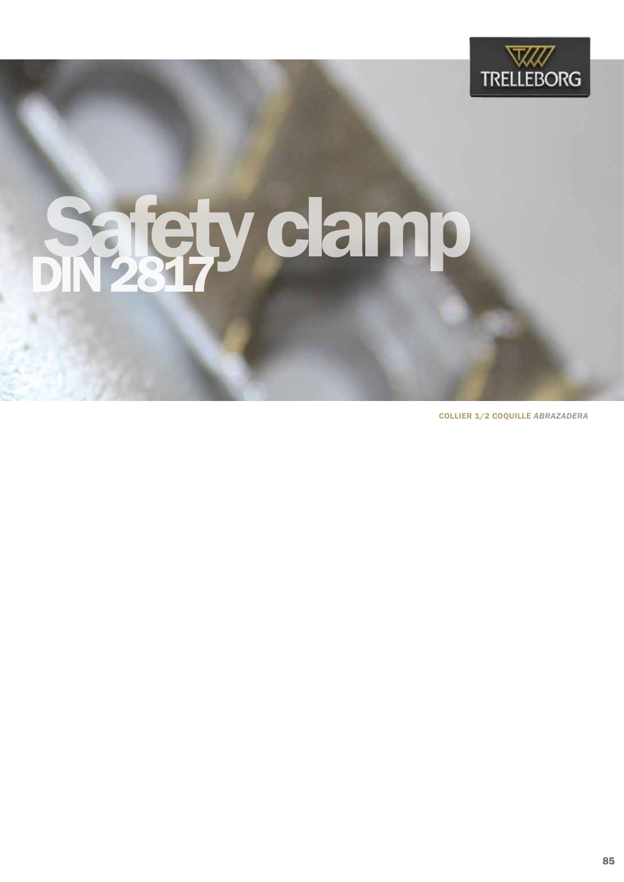# Safety clamp DIN 2817

**COLLIER 1/2 COQUILLE** ***ABRAZADERA***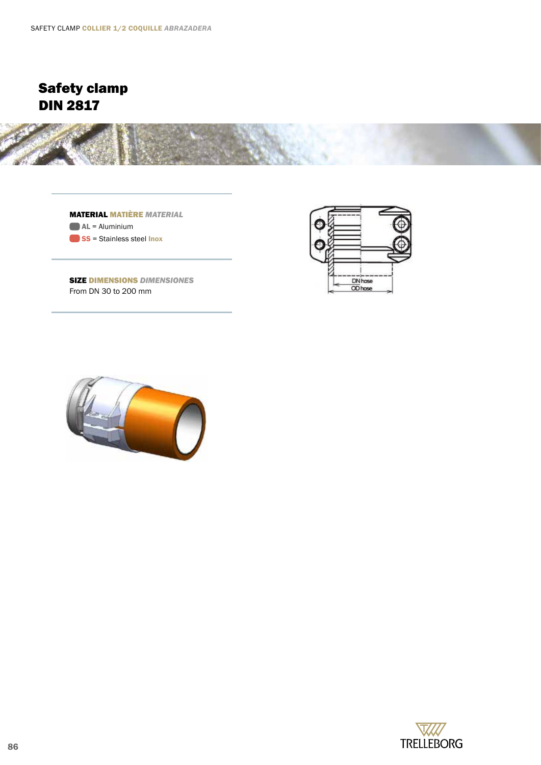# Safety clamp
# DIN 2817

**MATERIAL** **MATIÈRE** ***MATERIAL***

**AL** = Aluminium

**SS** = Stainless steel **Inox**

**SIZE** **DIMENSIONS** ***DIMENSIONES***

From DN 30 to 200 mm

DN hose

OD hose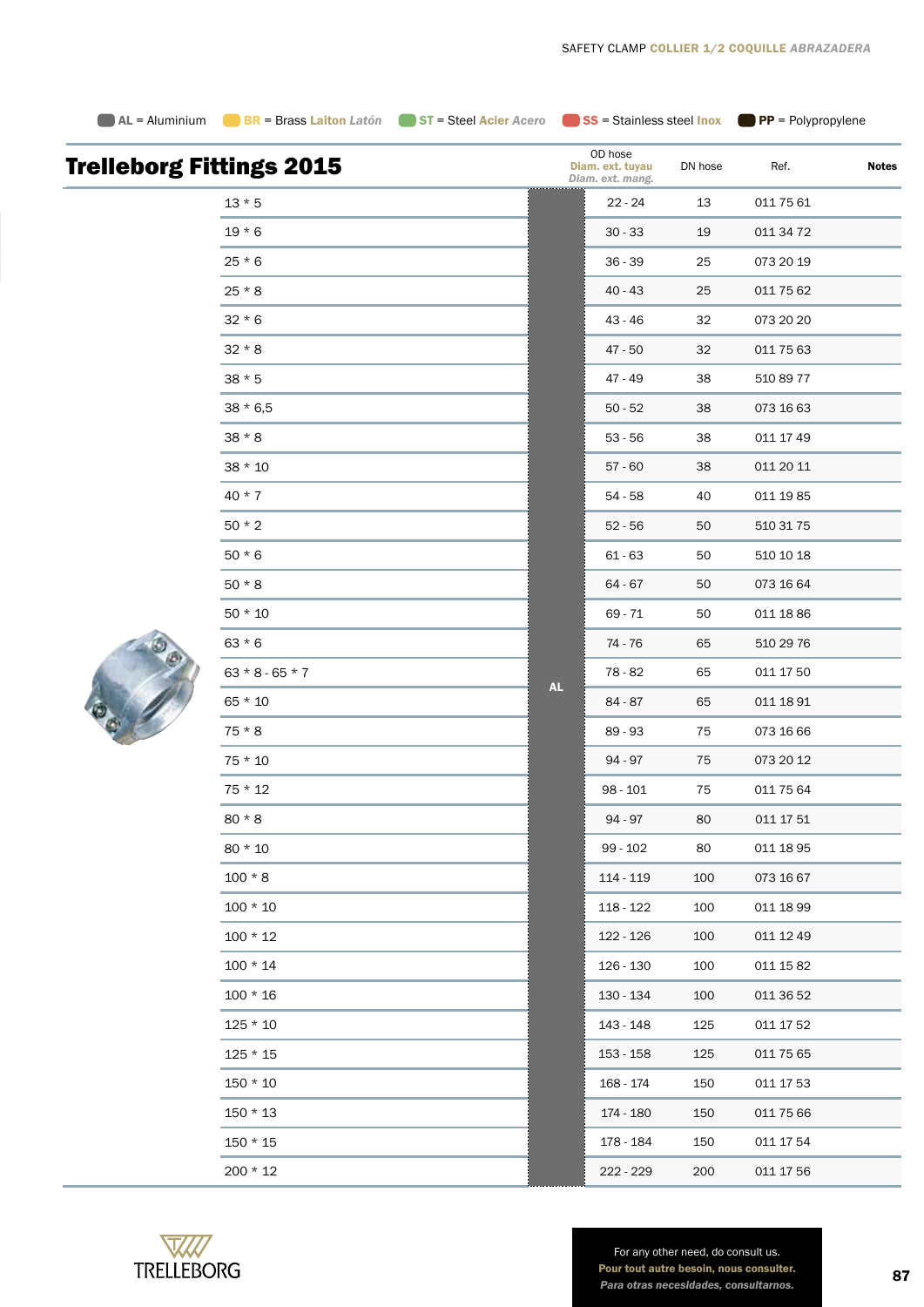SAFETY CLAMP **COLLIER 1/2 COQUILLE** ***ABRAZADERA***

**AL** = Aluminium **BR** = Brass **Laiton** ***Latón*** **ST** = Steel **Acier** ***Acero*** **SS** = Stainless steel **Inox** **PP** = Polypropylene

# Trelleborg Fittings 2015

| | | OD hose **Diam. ext. tuyau** ***Diam. ext. mang.*** | DN hose | Ref. | Notes |
|---|---|---|---|---|---|
| 13 * 5 | AL | 22 - 24 | 13 | 011 75 61 | |
| 19 * 6 | AL | 30 - 33 | 19 | 011 34 72 | |
| 25 * 6 | AL | 36 - 39 | 25 | 073 20 19 | |
| 25 * 8 | AL | 40 - 43 | 25 | 011 75 62 | |
| 32 * 6 | AL | 43 - 46 | 32 | 073 20 20 | |
| 32 * 8 | AL | 47 - 50 | 32 | 011 75 63 | |
| 38 * 5 | AL | 47 - 49 | 38 | 510 89 77 | |
| 38 * 6,5 | AL | 50 - 52 | 38 | 073 16 63 | |
| 38 * 8 | AL | 53 - 56 | 38 | 011 17 49 | |
| 38 * 10 | AL | 57 - 60 | 38 | 011 20 11 | |
| 40 * 7 | AL | 54 - 58 | 40 | 011 19 85 | |
| 50 * 2 | AL | 52 - 56 | 50 | 510 31 75 | |
| 50 * 6 | AL | 61 - 63 | 50 | 510 10 18 | |
| 50 * 8 | AL | 64 - 67 | 50 | 073 16 64 | |
| 50 * 10 | AL | 69 - 71 | 50 | 011 18 86 | |
| 63 * 6 | AL | 74 - 76 | 65 | 510 29 76 | |
| 63 * 8 - 65 * 7 | AL | 78 - 82 | 65 | 011 17 50 | |
| 65 * 10 | AL | 84 - 87 | 65 | 011 18 91 | |
| 75 * 8 | AL | 89 - 93 | 75 | 073 16 66 | |
| 75 * 10 | AL | 94 - 97 | 75 | 073 20 12 | |
| 75 * 12 | AL | 98 - 101 | 75 | 011 75 64 | |
| 80 * 8 | AL | 94 - 97 | 80 | 011 17 51 | |
| 80 * 10 | AL | 99 - 102 | 80 | 011 18 95 | |
| 100 * 8 | AL | 114 - 119 | 100 | 073 16 67 | |
| 100 * 10 | AL | 118 - 122 | 100 | 011 18 99 | |
| 100 * 12 | AL | 122 - 126 | 100 | 011 12 49 | |
| 100 * 14 | AL | 126 - 130 | 100 | 011 15 82 | |
| 100 * 16 | AL | 130 - 134 | 100 | 011 36 52 | |
| 125 * 10 | AL | 143 - 148 | 125 | 011 17 52 | |
| 125 * 15 | AL | 153 - 158 | 125 | 011 75 65 | |
| 150 * 10 | AL | 168 - 174 | 150 | 011 17 53 | |
| 150 * 13 | AL | 174 - 180 | 150 | 011 75 66 | |
| 150 * 15 | AL | 178 - 184 | 150 | 011 17 54 | |
| 200 * 12 | AL | 222 - 229 | 200 | 011 17 56 | |

For any other need, do consult us.
**Pour tout autre besoin, nous consulter.**
***Para otras necesidades, consultarnos.***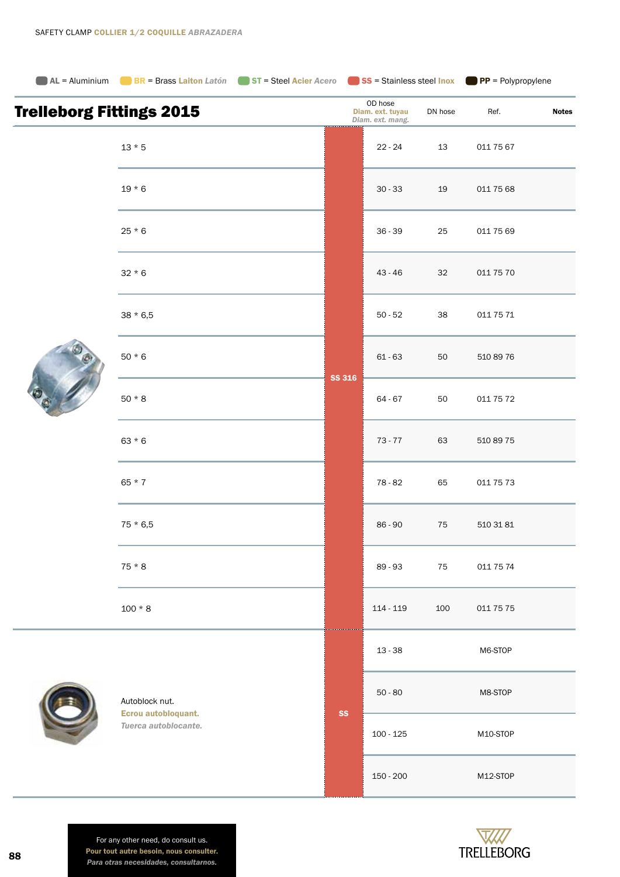SAFETY CLAMP **COLLIER 1/2 COQUILLE** ***ABRAZADERA***

**AL** = Aluminium **BR** = Brass **Laiton** *Latón* **ST** = Steel **Acier** *Acero* **SS** = Stainless steel **Inox** **PP** = Polypropylene

# Trelleborg Fittings 2015

| | Material | OD hose **Diam. ext. tuyau** *Diam. ext. mang.* | DN hose | Ref. | Notes |
|---|---|---|---|---|---|
| 13 * 5 | SS 316 | 22 - 24 | 13 | 011 75 67 | |
| 19 * 6 | SS 316 | 30 - 33 | 19 | 011 75 68 | |
| 25 * 6 | SS 316 | 36 - 39 | 25 | 011 75 69 | |
| 32 * 6 | SS 316 | 43 - 46 | 32 | 011 75 70 | |
| 38 * 6,5 | SS 316 | 50 - 52 | 38 | 011 75 71 | |
| 50 * 6 | SS 316 | 61 - 63 | 50 | 510 89 76 | |
| 50 * 8 | SS 316 | 64 - 67 | 50 | 011 75 72 | |
| 63 * 6 | SS 316 | 73 - 77 | 63 | 510 89 75 | |
| 65 * 7 | SS 316 | 78 - 82 | 65 | 011 75 73 | |
| 75 * 6,5 | SS 316 | 86 - 90 | 75 | 510 31 81 | |
| 75 * 8 | SS 316 | 89 - 93 | 75 | 011 75 74 | |
| 100 * 8 | SS 316 | 114 - 119 | 100 | 011 75 75 | |
| Autoblock nut. **Ecrou autobloquant.** *Tuerca autoblocante.* | SS | 13 - 38 | | M6-STOP | |
| | SS | 50 - 80 | | M8-STOP | |
| | SS | 100 - 125 | | M10-STOP | |
| | SS | 150 - 200 | | M12-STOP | |

For any other need, do consult us.
**Pour tout autre besoin, nous consulter.**
***Para otras necesidades, consultarnos.***

TRELLEBORG